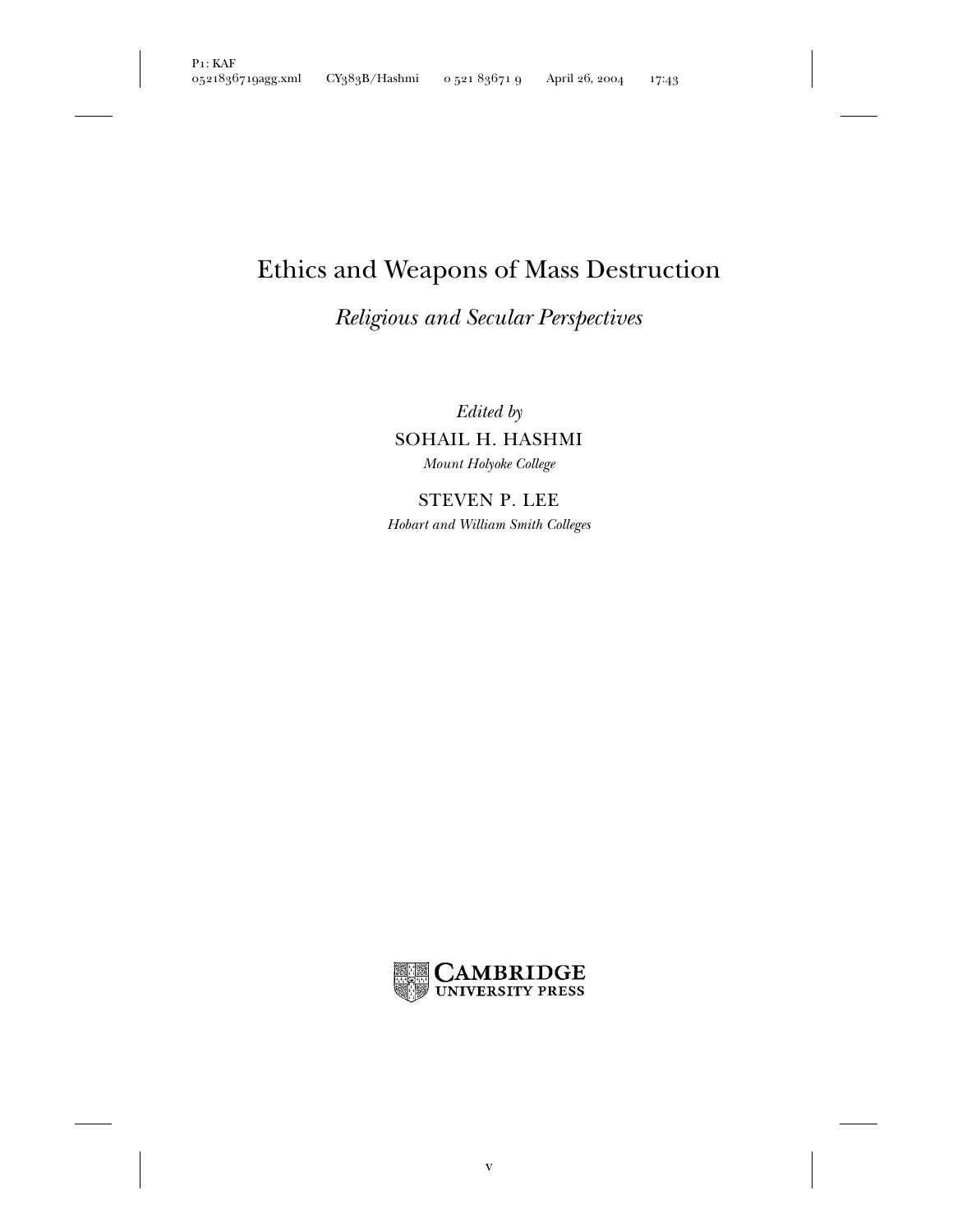# Ethics and Weapons of Mass Destruction

## *Religious and Secular Perspectives*

*Edited by*

SOHAIL H. HASHMI

*Mount Holyoke College*

STEVEN P. LEE

*Hobart and William Smith Colleges*

CAMBRIDGE UNIVERSITY PRESS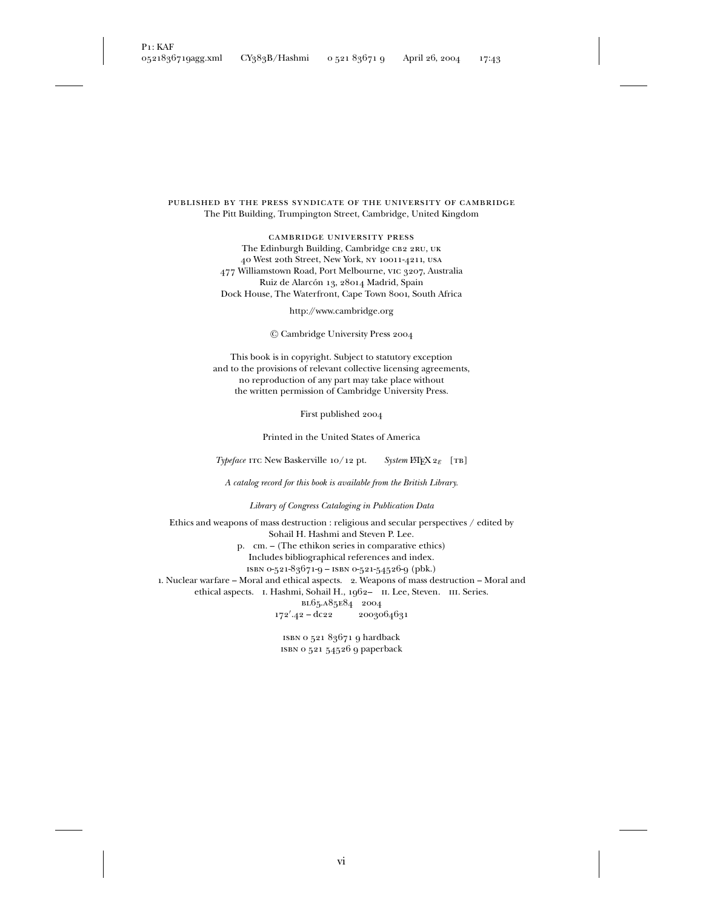PUBLISHED BY THE PRESS SYNDICATE OF THE UNIVERSITY OF CAMBRIDGE
The Pitt Building, Trumpington Street, Cambridge, United Kingdom

CAMBRIDGE UNIVERSITY PRESS
The Edinburgh Building, Cambridge CB2 2RU, UK
40 West 20th Street, New York, NY 10011-4211, USA
477 Williamstown Road, Port Melbourne, VIC 3207, Australia
Ruiz de Alarcón 13, 28014 Madrid, Spain
Dock House, The Waterfront, Cape Town 8001, South Africa

http://www.cambridge.org

© Cambridge University Press 2004

This book is in copyright. Subject to statutory exception
and to the provisions of relevant collective licensing agreements,
no reproduction of any part may take place without
the written permission of Cambridge University Press.

First published 2004

Printed in the United States of America

*Typeface* ITC New Baskerville 10/12 pt. *System* LaTeX 2ε [TB]

*A catalog record for this book is available from the British Library.*

*Library of Congress Cataloging in Publication Data*

Ethics and weapons of mass destruction : religious and secular perspectives / edited by
Sohail H. Hashmi and Steven P. Lee.
p. cm. – (The ethikon series in comparative ethics)
Includes bibliographical references and index.
ISBN 0-521-83671-9 – ISBN 0-521-54526-9 (pbk.)
1. Nuclear warfare – Moral and ethical aspects. 2. Weapons of mass destruction – Moral and
ethical aspects. I. Hashmi, Sohail H., 1962– II. Lee, Steven. III. Series.
BL65.A85E84 2004
172′.42 – dc22 2003064631

ISBN 0 521 83671 9 hardback
ISBN 0 521 54526 9 paperback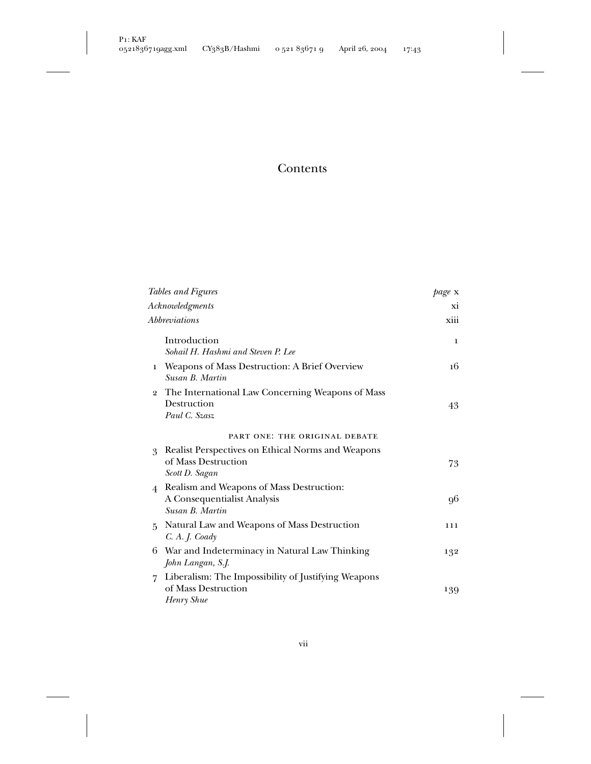# Contents

| | | |
|---|---|---|
| | *Tables and Figures* | *page* x |
| | *Acknowledgments* | xi |
| | *Abbreviations* | xiii |
| | Introduction<br>*Sohail H. Hashmi and Steven P. Lee* | 1 |
| 1 | Weapons of Mass Destruction: A Brief Overview<br>*Susan B. Martin* | 16 |
| 2 | The International Law Concerning Weapons of Mass Destruction<br>*Paul C. Szasz* | 43 |
| | PART ONE: THE ORIGINAL DEBATE | |
| 3 | Realist Perspectives on Ethical Norms and Weapons of Mass Destruction<br>*Scott D. Sagan* | 73 |
| 4 | Realism and Weapons of Mass Destruction: A Consequentialist Analysis<br>*Susan B. Martin* | 96 |
| 5 | Natural Law and Weapons of Mass Destruction<br>*C. A. J. Coady* | 111 |
| 6 | War and Indeterminacy in Natural Law Thinking<br>*John Langan, S.J.* | 132 |
| 7 | Liberalism: The Impossibility of Justifying Weapons of Mass Destruction<br>*Henry Shue* | 139 |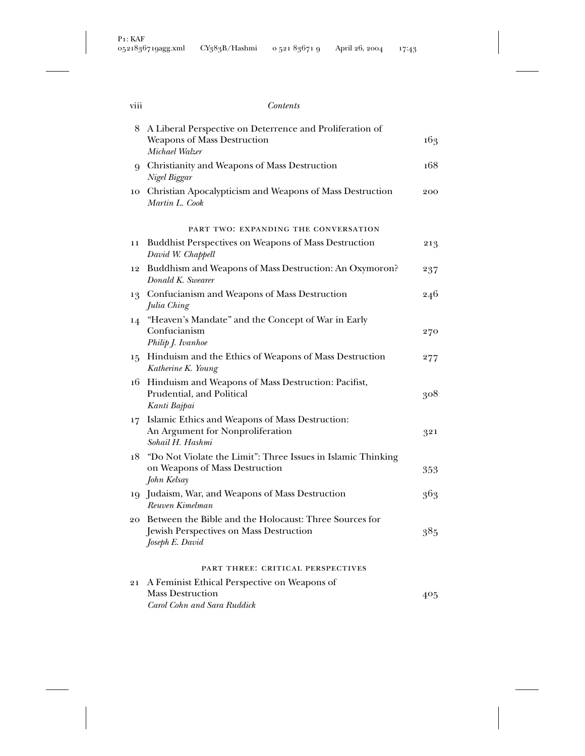*Contents*

8 A Liberal Perspective on Deterrence and Proliferation of Weapons of Mass Destruction — 163
*Michael Walzer*

9 Christianity and Weapons of Mass Destruction — 168
*Nigel Biggar*

10 Christian Apocalypticism and Weapons of Mass Destruction — 200
*Martin L. Cook*

## PART TWO: EXPANDING THE CONVERSATION

11 Buddhist Perspectives on Weapons of Mass Destruction — 213
*David W. Chappell*

12 Buddhism and Weapons of Mass Destruction: An Oxymoron? — 237
*Donald K. Swearer*

13 Confucianism and Weapons of Mass Destruction — 246
*Julia Ching*

14 "Heaven's Mandate" and the Concept of War in Early Confucianism — 270
*Philip J. Ivanhoe*

15 Hinduism and the Ethics of Weapons of Mass Destruction — 277
*Katherine K. Young*

16 Hinduism and Weapons of Mass Destruction: Pacifist, Prudential, and Political — 308
*Kanti Bajpai*

17 Islamic Ethics and Weapons of Mass Destruction: An Argument for Nonproliferation — 321
*Sohail H. Hashmi*

18 "Do Not Violate the Limit": Three Issues in Islamic Thinking on Weapons of Mass Destruction — 353
*John Kelsay*

19 Judaism, War, and Weapons of Mass Destruction — 363
*Reuven Kimelman*

20 Between the Bible and the Holocaust: Three Sources for Jewish Perspectives on Mass Destruction — 385
*Joseph E. David*

## PART THREE: CRITICAL PERSPECTIVES

21 A Feminist Ethical Perspective on Weapons of Mass Destruction — 405
*Carol Cohn and Sara Ruddick*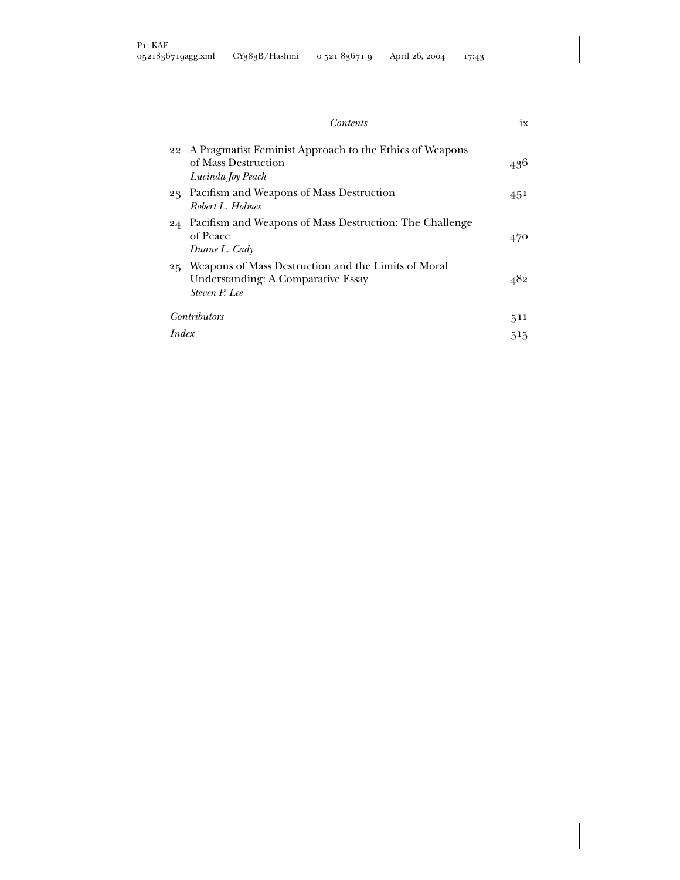| | | |
|---|---|---|
| 22 | A Pragmatist Feminist Approach to the Ethics of Weapons of Mass Destruction<br>*Lucinda Joy Peach* | 436 |
| 23 | Pacifism and Weapons of Mass Destruction<br>*Robert L. Holmes* | 451 |
| 24 | Pacifism and Weapons of Mass Destruction: The Challenge of Peace<br>*Duane L. Cady* | 470 |
| 25 | Weapons of Mass Destruction and the Limits of Moral Understanding: A Comparative Essay<br>*Steven P. Lee* | 482 |
| | *Contributors* | 511 |
| | *Index* | 515 |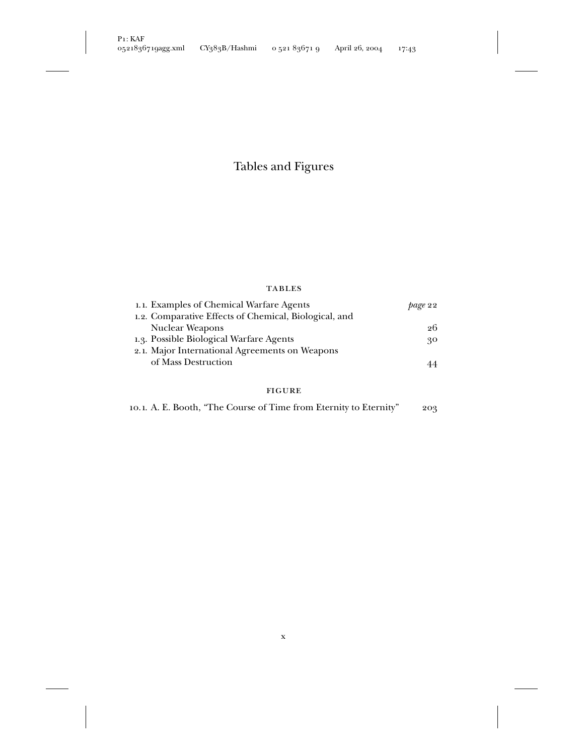# Tables and Figures

## TABLES

1.1. Examples of Chemical Warfare Agents — *page* 22

1.2. Comparative Effects of Chemical, Biological, and Nuclear Weapons — 26

1.3. Possible Biological Warfare Agents — 30

2.1. Major International Agreements on Weapons of Mass Destruction — 44

## FIGURE

10.1. A. E. Booth, "The Course of Time from Eternity to Eternity" — 203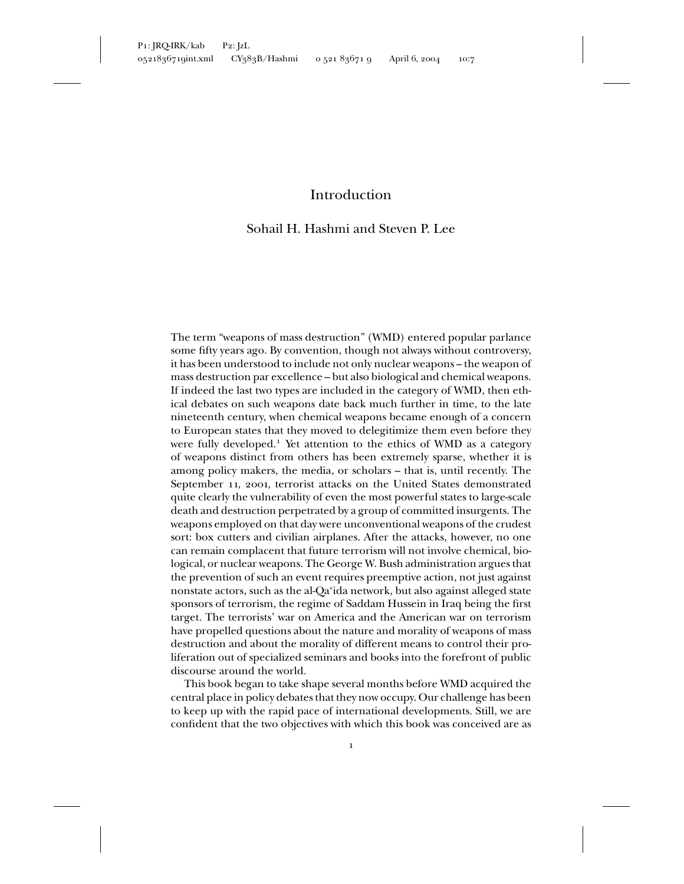# Introduction

## Sohail H. Hashmi and Steven P. Lee

The term "weapons of mass destruction" (WMD) entered popular parlance some fifty years ago. By convention, though not always without controversy, it has been understood to include not only nuclear weapons – the weapon of mass destruction par excellence – but also biological and chemical weapons. If indeed the last two types are included in the category of WMD, then ethical debates on such weapons date back much further in time, to the late nineteenth century, when chemical weapons became enough of a concern to European states that they moved to delegitimize them even before they were fully developed.[1] Yet attention to the ethics of WMD as a category of weapons distinct from others has been extremely sparse, whether it is among policy makers, the media, or scholars – that is, until recently. The September 11, 2001, terrorist attacks on the United States demonstrated quite clearly the vulnerability of even the most powerful states to large-scale death and destruction perpetrated by a group of committed insurgents. The weapons employed on that day were unconventional weapons of the crudest sort: box cutters and civilian airplanes. After the attacks, however, no one can remain complacent that future terrorism will not involve chemical, biological, or nuclear weapons. The George W. Bush administration argues that the prevention of such an event requires preemptive action, not just against nonstate actors, such as the al-Qa'ida network, but also against alleged state sponsors of terrorism, the regime of Saddam Hussein in Iraq being the first target. The terrorists' war on America and the American war on terrorism have propelled questions about the nature and morality of weapons of mass destruction and about the morality of different means to control their proliferation out of specialized seminars and books into the forefront of public discourse around the world.

This book began to take shape several months before WMD acquired the central place in policy debates that they now occupy. Our challenge has been to keep up with the rapid pace of international developments. Still, we are confident that the two objectives with which this book was conceived are as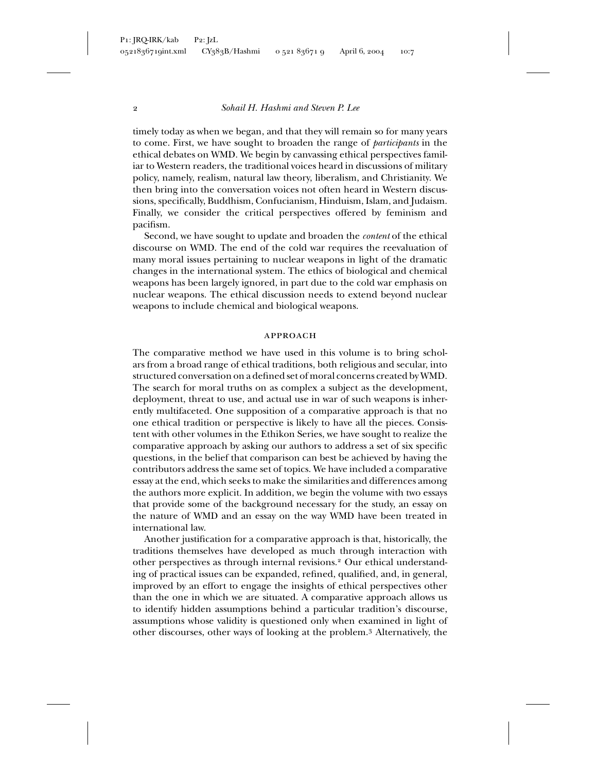timely today as when we began, and that they will remain so for many years to come. First, we have sought to broaden the range of *participants* in the ethical debates on WMD. We begin by canvassing ethical perspectives familiar to Western readers, the traditional voices heard in discussions of military policy, namely, realism, natural law theory, liberalism, and Christianity. We then bring into the conversation voices not often heard in Western discussions, specifically, Buddhism, Confucianism, Hinduism, Islam, and Judaism. Finally, we consider the critical perspectives offered by feminism and pacifism.

Second, we have sought to update and broaden the *content* of the ethical discourse on WMD. The end of the cold war requires the reevaluation of many moral issues pertaining to nuclear weapons in light of the dramatic changes in the international system. The ethics of biological and chemical weapons has been largely ignored, in part due to the cold war emphasis on nuclear weapons. The ethical discussion needs to extend beyond nuclear weapons to include chemical and biological weapons.

## APPROACH

The comparative method we have used in this volume is to bring scholars from a broad range of ethical traditions, both religious and secular, into structured conversation on a defined set of moral concerns created by WMD. The search for moral truths on as complex a subject as the development, deployment, threat to use, and actual use in war of such weapons is inherently multifaceted. One supposition of a comparative approach is that no one ethical tradition or perspective is likely to have all the pieces. Consistent with other volumes in the Ethikon Series, we have sought to realize the comparative approach by asking our authors to address a set of six specific questions, in the belief that comparison can best be achieved by having the contributors address the same set of topics. We have included a comparative essay at the end, which seeks to make the similarities and differences among the authors more explicit. In addition, we begin the volume with two essays that provide some of the background necessary for the study, an essay on the nature of WMD and an essay on the way WMD have been treated in international law.

Another justification for a comparative approach is that, historically, the traditions themselves have developed as much through interaction with other perspectives as through internal revisions.[2] Our ethical understanding of practical issues can be expanded, refined, qualified, and, in general, improved by an effort to engage the insights of ethical perspectives other than the one in which we are situated. A comparative approach allows us to identify hidden assumptions behind a particular tradition's discourse, assumptions whose validity is questioned only when examined in light of other discourses, other ways of looking at the problem.[3] Alternatively, the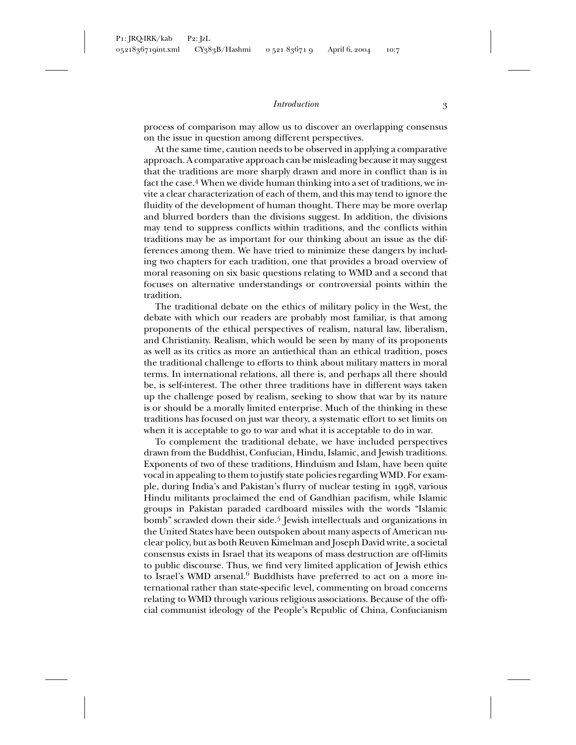process of comparison may allow us to discover an overlapping consensus on the issue in question among different perspectives.

At the same time, caution needs to be observed in applying a comparative approach. A comparative approach can be misleading because it may suggest that the traditions are more sharply drawn and more in conflict than is in fact the case.[4] When we divide human thinking into a set of traditions, we invite a clear characterization of each of them, and this may tend to ignore the fluidity of the development of human thought. There may be more overlap and blurred borders than the divisions suggest. In addition, the divisions may tend to suppress conflicts within traditions, and the conflicts within traditions may be as important for our thinking about an issue as the differences among them. We have tried to minimize these dangers by including two chapters for each tradition, one that provides a broad overview of moral reasoning on six basic questions relating to WMD and a second that focuses on alternative understandings or controversial points within the tradition.

The traditional debate on the ethics of military policy in the West, the debate with which our readers are probably most familiar, is that among proponents of the ethical perspectives of realism, natural law, liberalism, and Christianity. Realism, which would be seen by many of its proponents as well as its critics as more an antiethical than an ethical tradition, poses the traditional challenge to efforts to think about military matters in moral terms. In international relations, all there is, and perhaps all there should be, is self-interest. The other three traditions have in different ways taken up the challenge posed by realism, seeking to show that war by its nature is or should be a morally limited enterprise. Much of the thinking in these traditions has focused on just war theory, a systematic effort to set limits on when it is acceptable to go to war and what it is acceptable to do in war.

To complement the traditional debate, we have included perspectives drawn from the Buddhist, Confucian, Hindu, Islamic, and Jewish traditions. Exponents of two of these traditions, Hinduism and Islam, have been quite vocal in appealing to them to justify state policies regarding WMD. For example, during India's and Pakistan's flurry of nuclear testing in 1998, various Hindu militants proclaimed the end of Gandhian pacifism, while Islamic groups in Pakistan paraded cardboard missiles with the words "Islamic bomb" scrawled down their side.[5] Jewish intellectuals and organizations in the United States have been outspoken about many aspects of American nuclear policy, but as both Reuven Kimelman and Joseph David write, a societal consensus exists in Israel that its weapons of mass destruction are off-limits to public discourse. Thus, we find very limited application of Jewish ethics to Israel's WMD arsenal.[6] Buddhists have preferred to act on a more international rather than state-specific level, commenting on broad concerns relating to WMD through various religious associations. Because of the official communist ideology of the People's Republic of China, Confucianism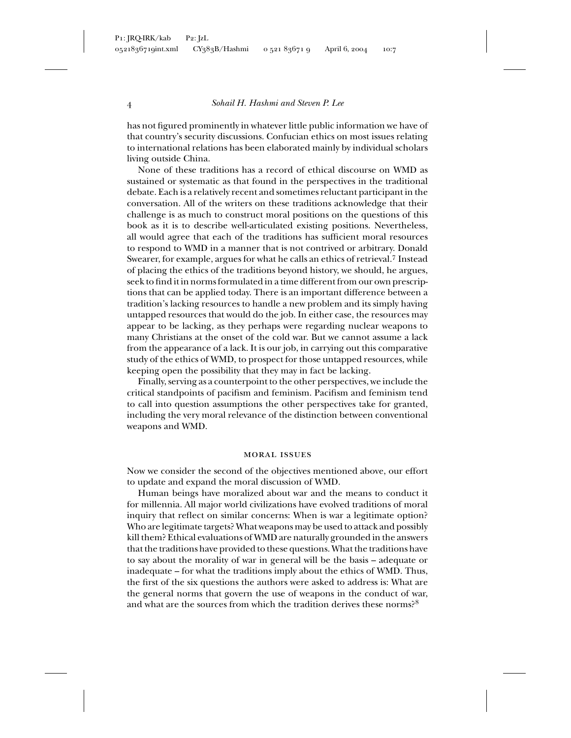has not figured prominently in whatever little public information we have of that country's security discussions. Confucian ethics on most issues relating to international relations has been elaborated mainly by individual scholars living outside China.

None of these traditions has a record of ethical discourse on WMD as sustained or systematic as that found in the perspectives in the traditional debate. Each is a relatively recent and sometimes reluctant participant in the conversation. All of the writers on these traditions acknowledge that their challenge is as much to construct moral positions on the questions of this book as it is to describe well-articulated existing positions. Nevertheless, all would agree that each of the traditions has sufficient moral resources to respond to WMD in a manner that is not contrived or arbitrary. Donald Swearer, for example, argues for what he calls an ethics of retrieval.[7] Instead of placing the ethics of the traditions beyond history, we should, he argues, seek to find it in norms formulated in a time different from our own prescriptions that can be applied today. There is an important difference between a tradition's lacking resources to handle a new problem and its simply having untapped resources that would do the job. In either case, the resources may appear to be lacking, as they perhaps were regarding nuclear weapons to many Christians at the onset of the cold war. But we cannot assume a lack from the appearance of a lack. It is our job, in carrying out this comparative study of the ethics of WMD, to prospect for those untapped resources, while keeping open the possibility that they may in fact be lacking.

Finally, serving as a counterpoint to the other perspectives, we include the critical standpoints of pacifism and feminism. Pacifism and feminism tend to call into question assumptions the other perspectives take for granted, including the very moral relevance of the distinction between conventional weapons and WMD.

## Moral Issues

Now we consider the second of the objectives mentioned above, our effort to update and expand the moral discussion of WMD.

Human beings have moralized about war and the means to conduct it for millennia. All major world civilizations have evolved traditions of moral inquiry that reflect on similar concerns: When is war a legitimate option? Who are legitimate targets? What weapons may be used to attack and possibly kill them? Ethical evaluations of WMD are naturally grounded in the answers that the traditions have provided to these questions. What the traditions have to say about the morality of war in general will be the basis – adequate or inadequate – for what the traditions imply about the ethics of WMD. Thus, the first of the six questions the authors were asked to address is: What are the general norms that govern the use of weapons in the conduct of war, and what are the sources from which the tradition derives these norms?[8]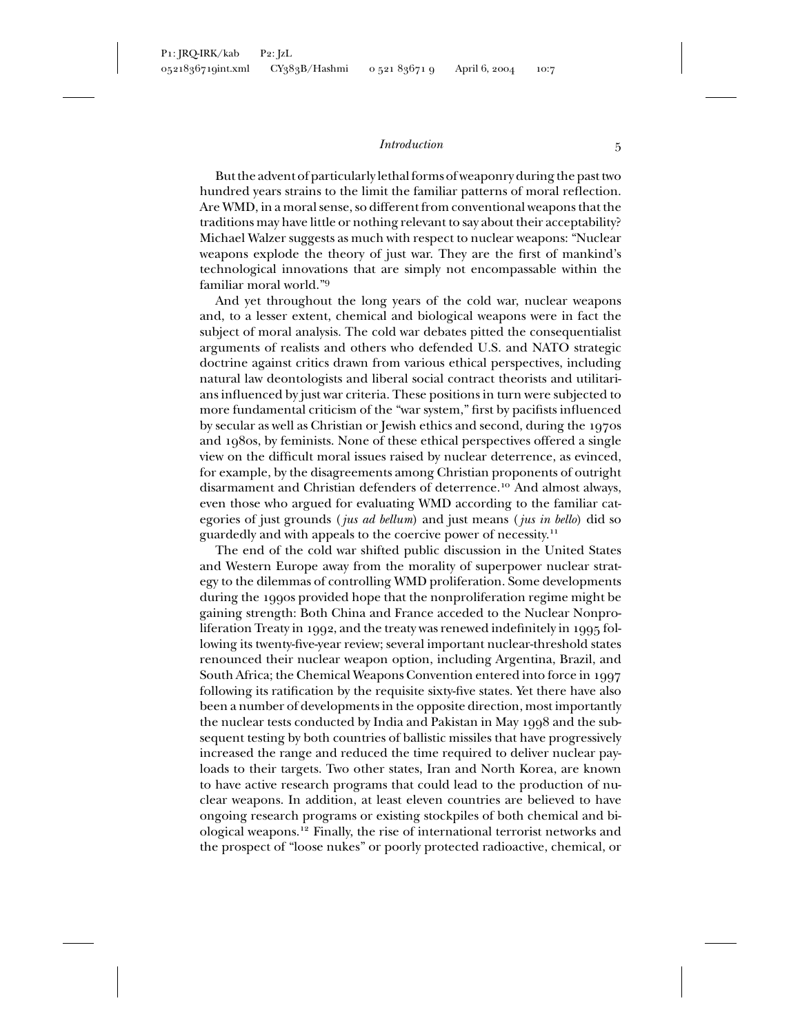But the advent of particularly lethal forms of weaponry during the past two hundred years strains to the limit the familiar patterns of moral reflection. Are WMD, in a moral sense, so different from conventional weapons that the traditions may have little or nothing relevant to say about their acceptability? Michael Walzer suggests as much with respect to nuclear weapons: "Nuclear weapons explode the theory of just war. They are the first of mankind's technological innovations that are simply not encompassable within the familiar moral world."[9]

And yet throughout the long years of the cold war, nuclear weapons and, to a lesser extent, chemical and biological weapons were in fact the subject of moral analysis. The cold war debates pitted the consequentialist arguments of realists and others who defended U.S. and NATO strategic doctrine against critics drawn from various ethical perspectives, including natural law deontologists and liberal social contract theorists and utilitarians influenced by just war criteria. These positions in turn were subjected to more fundamental criticism of the "war system," first by pacifists influenced by secular as well as Christian or Jewish ethics and second, during the 1970s and 1980s, by feminists. None of these ethical perspectives offered a single view on the difficult moral issues raised by nuclear deterrence, as evinced, for example, by the disagreements among Christian proponents of outright disarmament and Christian defenders of deterrence.[10] And almost always, even those who argued for evaluating WMD according to the familiar categories of just grounds (*jus ad bellum*) and just means (*jus in bello*) did so guardedly and with appeals to the coercive power of necessity.[11]

The end of the cold war shifted public discussion in the United States and Western Europe away from the morality of superpower nuclear strategy to the dilemmas of controlling WMD proliferation. Some developments during the 1990s provided hope that the nonproliferation regime might be gaining strength: Both China and France acceded to the Nuclear Nonproliferation Treaty in 1992, and the treaty was renewed indefinitely in 1995 following its twenty-five-year review; several important nuclear-threshold states renounced their nuclear weapon option, including Argentina, Brazil, and South Africa; the Chemical Weapons Convention entered into force in 1997 following its ratification by the requisite sixty-five states. Yet there have also been a number of developments in the opposite direction, most importantly the nuclear tests conducted by India and Pakistan in May 1998 and the subsequent testing by both countries of ballistic missiles that have progressively increased the range and reduced the time required to deliver nuclear payloads to their targets. Two other states, Iran and North Korea, are known to have active research programs that could lead to the production of nuclear weapons. In addition, at least eleven countries are believed to have ongoing research programs or existing stockpiles of both chemical and biological weapons.[12] Finally, the rise of international terrorist networks and the prospect of "loose nukes" or poorly protected radioactive, chemical, or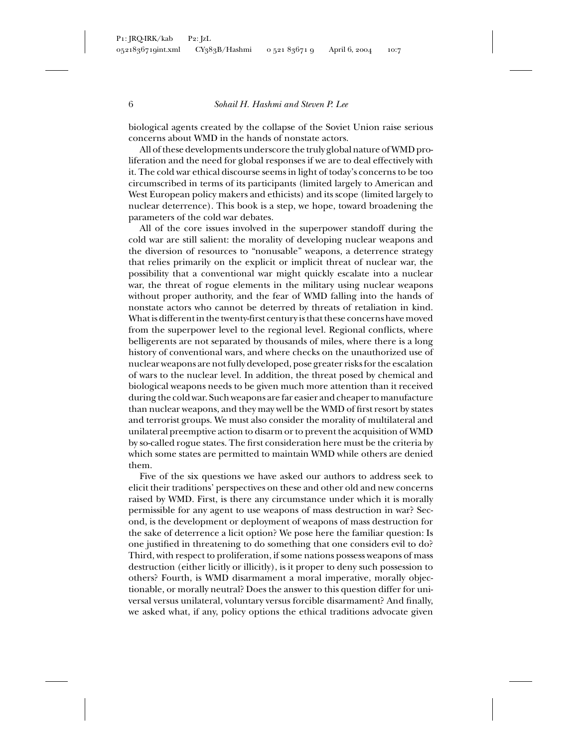biological agents created by the collapse of the Soviet Union raise serious concerns about WMD in the hands of nonstate actors.

All of these developments underscore the truly global nature of WMD proliferation and the need for global responses if we are to deal effectively with it. The cold war ethical discourse seems in light of today's concerns to be too circumscribed in terms of its participants (limited largely to American and West European policy makers and ethicists) and its scope (limited largely to nuclear deterrence). This book is a step, we hope, toward broadening the parameters of the cold war debates.

All of the core issues involved in the superpower standoff during the cold war are still salient: the morality of developing nuclear weapons and the diversion of resources to "nonusable" weapons, a deterrence strategy that relies primarily on the explicit or implicit threat of nuclear war, the possibility that a conventional war might quickly escalate into a nuclear war, the threat of rogue elements in the military using nuclear weapons without proper authority, and the fear of WMD falling into the hands of nonstate actors who cannot be deterred by threats of retaliation in kind. What is different in the twenty-first century is that these concerns have moved from the superpower level to the regional level. Regional conflicts, where belligerents are not separated by thousands of miles, where there is a long history of conventional wars, and where checks on the unauthorized use of nuclear weapons are not fully developed, pose greater risks for the escalation of wars to the nuclear level. In addition, the threat posed by chemical and biological weapons needs to be given much more attention than it received during the cold war. Such weapons are far easier and cheaper to manufacture than nuclear weapons, and they may well be the WMD of first resort by states and terrorist groups. We must also consider the morality of multilateral and unilateral preemptive action to disarm or to prevent the acquisition of WMD by so-called rogue states. The first consideration here must be the criteria by which some states are permitted to maintain WMD while others are denied them.

Five of the six questions we have asked our authors to address seek to elicit their traditions' perspectives on these and other old and new concerns raised by WMD. First, is there any circumstance under which it is morally permissible for any agent to use weapons of mass destruction in war? Second, is the development or deployment of weapons of mass destruction for the sake of deterrence a licit option? We pose here the familiar question: Is one justified in threatening to do something that one considers evil to do? Third, with respect to proliferation, if some nations possess weapons of mass destruction (either licitly or illicitly), is it proper to deny such possession to others? Fourth, is WMD disarmament a moral imperative, morally objectionable, or morally neutral? Does the answer to this question differ for universal versus unilateral, voluntary versus forcible disarmament? And finally, we asked what, if any, policy options the ethical traditions advocate given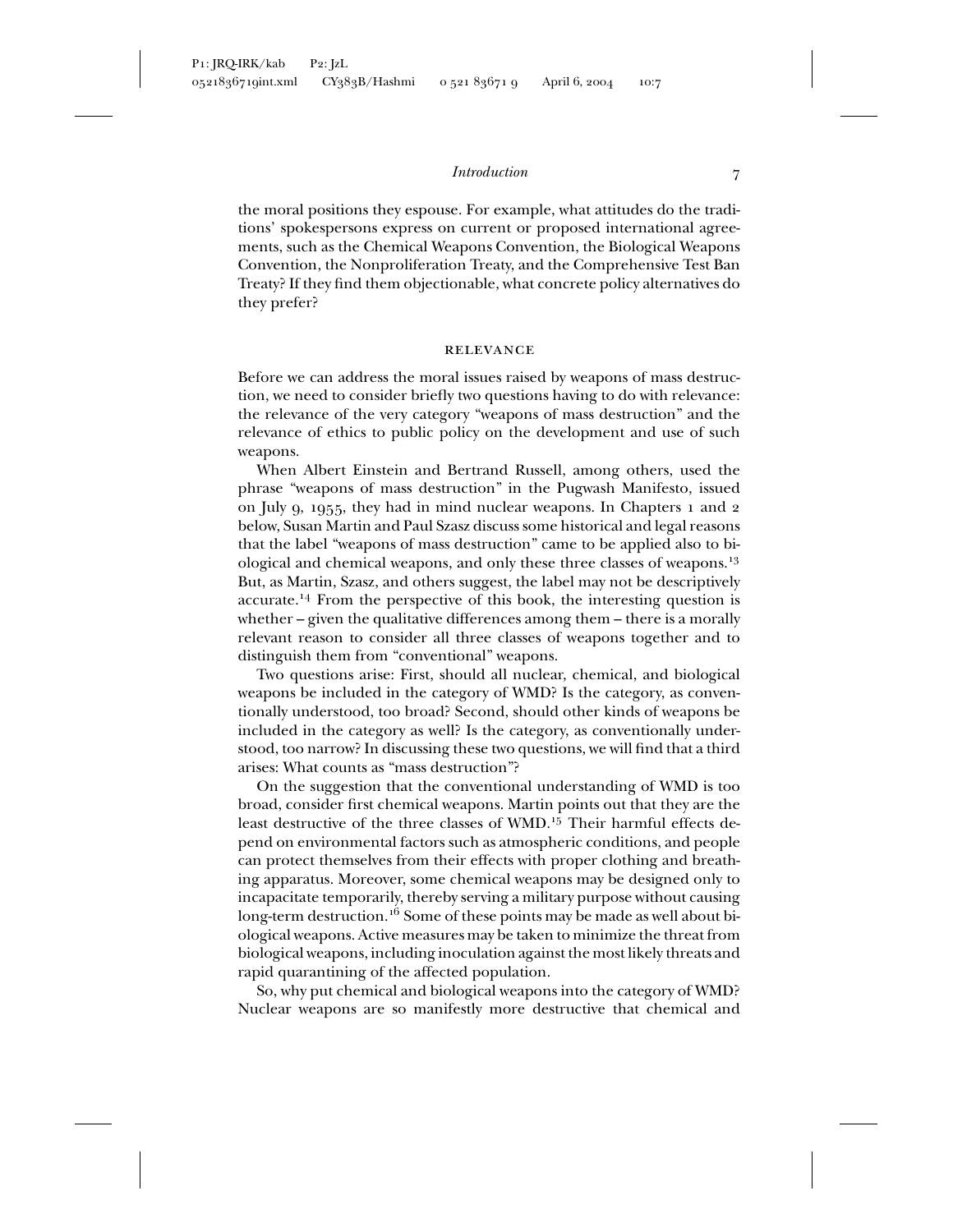the moral positions they espouse. For example, what attitudes do the traditions' spokespersons express on current or proposed international agreements, such as the Chemical Weapons Convention, the Biological Weapons Convention, the Nonproliferation Treaty, and the Comprehensive Test Ban Treaty? If they find them objectionable, what concrete policy alternatives do they prefer?

## RELEVANCE

Before we can address the moral issues raised by weapons of mass destruction, we need to consider briefly two questions having to do with relevance: the relevance of the very category "weapons of mass destruction" and the relevance of ethics to public policy on the development and use of such weapons.

When Albert Einstein and Bertrand Russell, among others, used the phrase "weapons of mass destruction" in the Pugwash Manifesto, issued on July 9, 1955, they had in mind nuclear weapons. In Chapters 1 and 2 below, Susan Martin and Paul Szasz discuss some historical and legal reasons that the label "weapons of mass destruction" came to be applied also to biological and chemical weapons, and only these three classes of weapons.[13] But, as Martin, Szasz, and others suggest, the label may not be descriptively accurate.[14] From the perspective of this book, the interesting question is whether – given the qualitative differences among them – there is a morally relevant reason to consider all three classes of weapons together and to distinguish them from "conventional" weapons.

Two questions arise: First, should all nuclear, chemical, and biological weapons be included in the category of WMD? Is the category, as conventionally understood, too broad? Second, should other kinds of weapons be included in the category as well? Is the category, as conventionally understood, too narrow? In discussing these two questions, we will find that a third arises: What counts as "mass destruction"?

On the suggestion that the conventional understanding of WMD is too broad, consider first chemical weapons. Martin points out that they are the least destructive of the three classes of WMD.[15] Their harmful effects depend on environmental factors such as atmospheric conditions, and people can protect themselves from their effects with proper clothing and breathing apparatus. Moreover, some chemical weapons may be designed only to incapacitate temporarily, thereby serving a military purpose without causing long-term destruction.[16] Some of these points may be made as well about biological weapons. Active measures may be taken to minimize the threat from biological weapons, including inoculation against the most likely threats and rapid quarantining of the affected population.

So, why put chemical and biological weapons into the category of WMD? Nuclear weapons are so manifestly more destructive that chemical and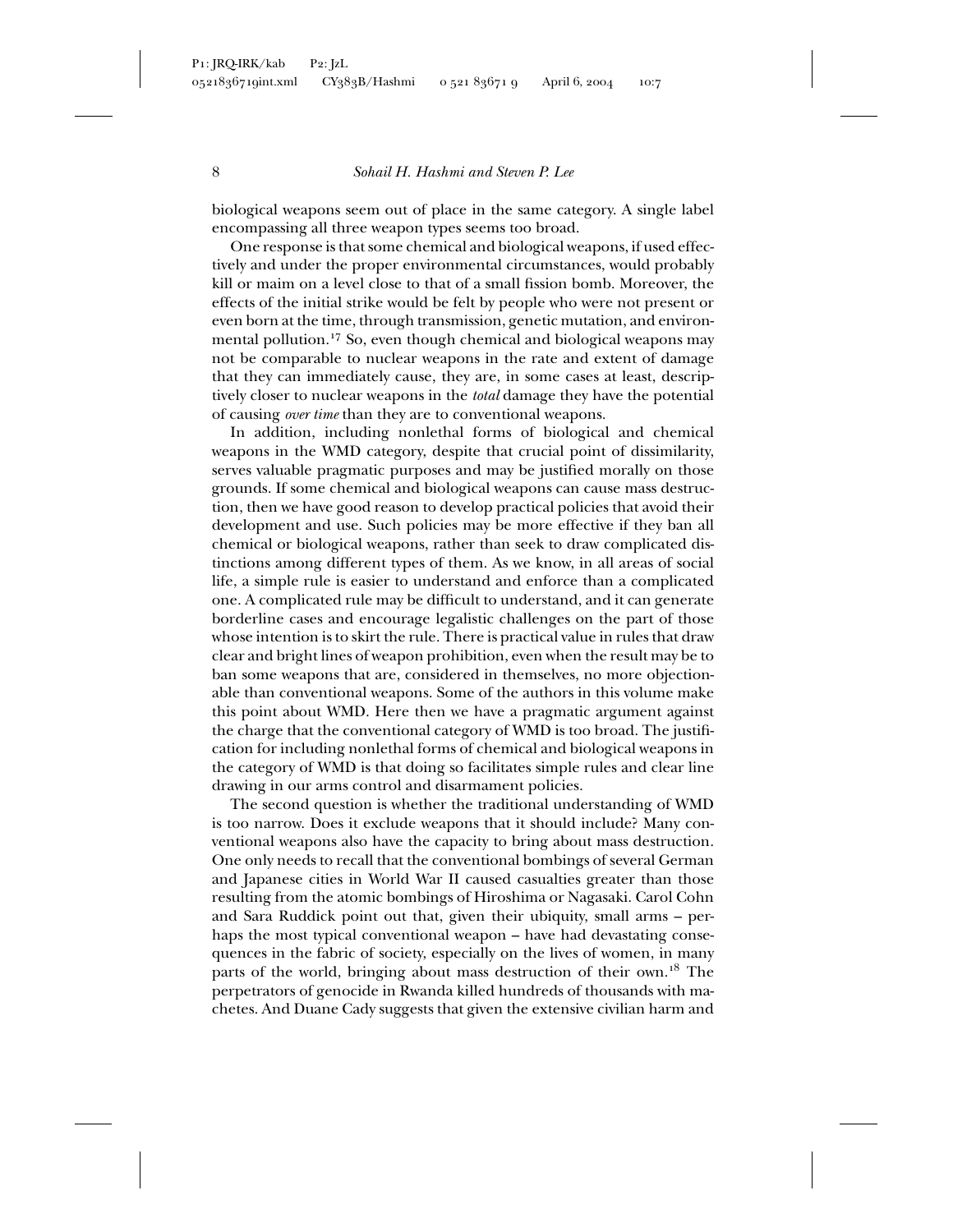biological weapons seem out of place in the same category. A single label encompassing all three weapon types seems too broad.

One response is that some chemical and biological weapons, if used effectively and under the proper environmental circumstances, would probably kill or maim on a level close to that of a small fission bomb. Moreover, the effects of the initial strike would be felt by people who were not present or even born at the time, through transmission, genetic mutation, and environmental pollution.[17] So, even though chemical and biological weapons may not be comparable to nuclear weapons in the rate and extent of damage that they can immediately cause, they are, in some cases at least, descriptively closer to nuclear weapons in the *total* damage they have the potential of causing *over time* than they are to conventional weapons.

In addition, including nonlethal forms of biological and chemical weapons in the WMD category, despite that crucial point of dissimilarity, serves valuable pragmatic purposes and may be justified morally on those grounds. If some chemical and biological weapons can cause mass destruction, then we have good reason to develop practical policies that avoid their development and use. Such policies may be more effective if they ban all chemical or biological weapons, rather than seek to draw complicated distinctions among different types of them. As we know, in all areas of social life, a simple rule is easier to understand and enforce than a complicated one. A complicated rule may be difficult to understand, and it can generate borderline cases and encourage legalistic challenges on the part of those whose intention is to skirt the rule. There is practical value in rules that draw clear and bright lines of weapon prohibition, even when the result may be to ban some weapons that are, considered in themselves, no more objectionable than conventional weapons. Some of the authors in this volume make this point about WMD. Here then we have a pragmatic argument against the charge that the conventional category of WMD is too broad. The justification for including nonlethal forms of chemical and biological weapons in the category of WMD is that doing so facilitates simple rules and clear line drawing in our arms control and disarmament policies.

The second question is whether the traditional understanding of WMD is too narrow. Does it exclude weapons that it should include? Many conventional weapons also have the capacity to bring about mass destruction. One only needs to recall that the conventional bombings of several German and Japanese cities in World War II caused casualties greater than those resulting from the atomic bombings of Hiroshima or Nagasaki. Carol Cohn and Sara Ruddick point out that, given their ubiquity, small arms – perhaps the most typical conventional weapon – have had devastating consequences in the fabric of society, especially on the lives of women, in many parts of the world, bringing about mass destruction of their own.[18] The perpetrators of genocide in Rwanda killed hundreds of thousands with machetes. And Duane Cady suggests that given the extensive civilian harm and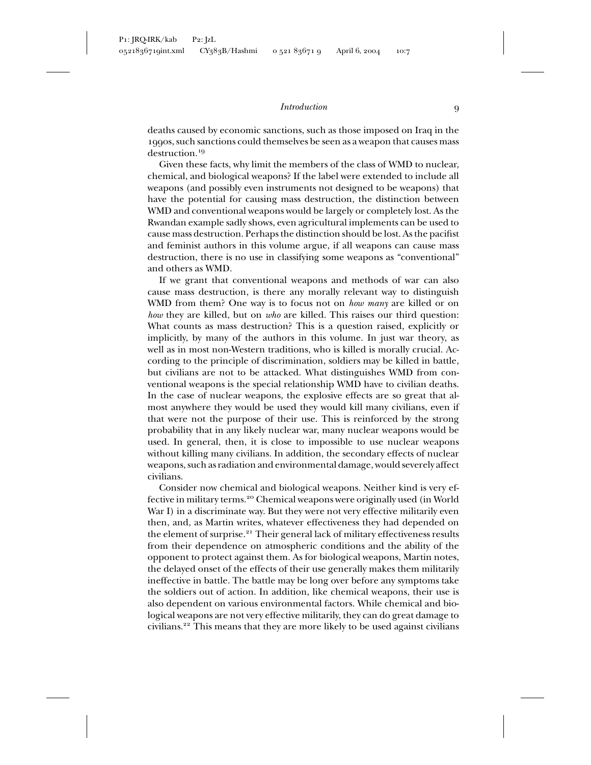deaths caused by economic sanctions, such as those imposed on Iraq in the 1990s, such sanctions could themselves be seen as a weapon that causes mass destruction.[19]

Given these facts, why limit the members of the class of WMD to nuclear, chemical, and biological weapons? If the label were extended to include all weapons (and possibly even instruments not designed to be weapons) that have the potential for causing mass destruction, the distinction between WMD and conventional weapons would be largely or completely lost. As the Rwandan example sadly shows, even agricultural implements can be used to cause mass destruction. Perhaps the distinction should be lost. As the pacifist and feminist authors in this volume argue, if all weapons can cause mass destruction, there is no use in classifying some weapons as "conventional" and others as WMD.

If we grant that conventional weapons and methods of war can also cause mass destruction, is there any morally relevant way to distinguish WMD from them? One way is to focus not on *how many* are killed or on *how* they are killed, but on *who* are killed. This raises our third question: What counts as mass destruction? This is a question raised, explicitly or implicitly, by many of the authors in this volume. In just war theory, as well as in most non-Western traditions, who is killed is morally crucial. According to the principle of discrimination, soldiers may be killed in battle, but civilians are not to be attacked. What distinguishes WMD from conventional weapons is the special relationship WMD have to civilian deaths. In the case of nuclear weapons, the explosive effects are so great that almost anywhere they would be used they would kill many civilians, even if that were not the purpose of their use. This is reinforced by the strong probability that in any likely nuclear war, many nuclear weapons would be used. In general, then, it is close to impossible to use nuclear weapons without killing many civilians. In addition, the secondary effects of nuclear weapons, such as radiation and environmental damage, would severely affect civilians.

Consider now chemical and biological weapons. Neither kind is very effective in military terms.[20] Chemical weapons were originally used (in World War I) in a discriminate way. But they were not very effective militarily even then, and, as Martin writes, whatever effectiveness they had depended on the element of surprise.[21] Their general lack of military effectiveness results from their dependence on atmospheric conditions and the ability of the opponent to protect against them. As for biological weapons, Martin notes, the delayed onset of the effects of their use generally makes them militarily ineffective in battle. The battle may be long over before any symptoms take the soldiers out of action. In addition, like chemical weapons, their use is also dependent on various environmental factors. While chemical and biological weapons are not very effective militarily, they can do great damage to civilians.[22] This means that they are more likely to be used against civilians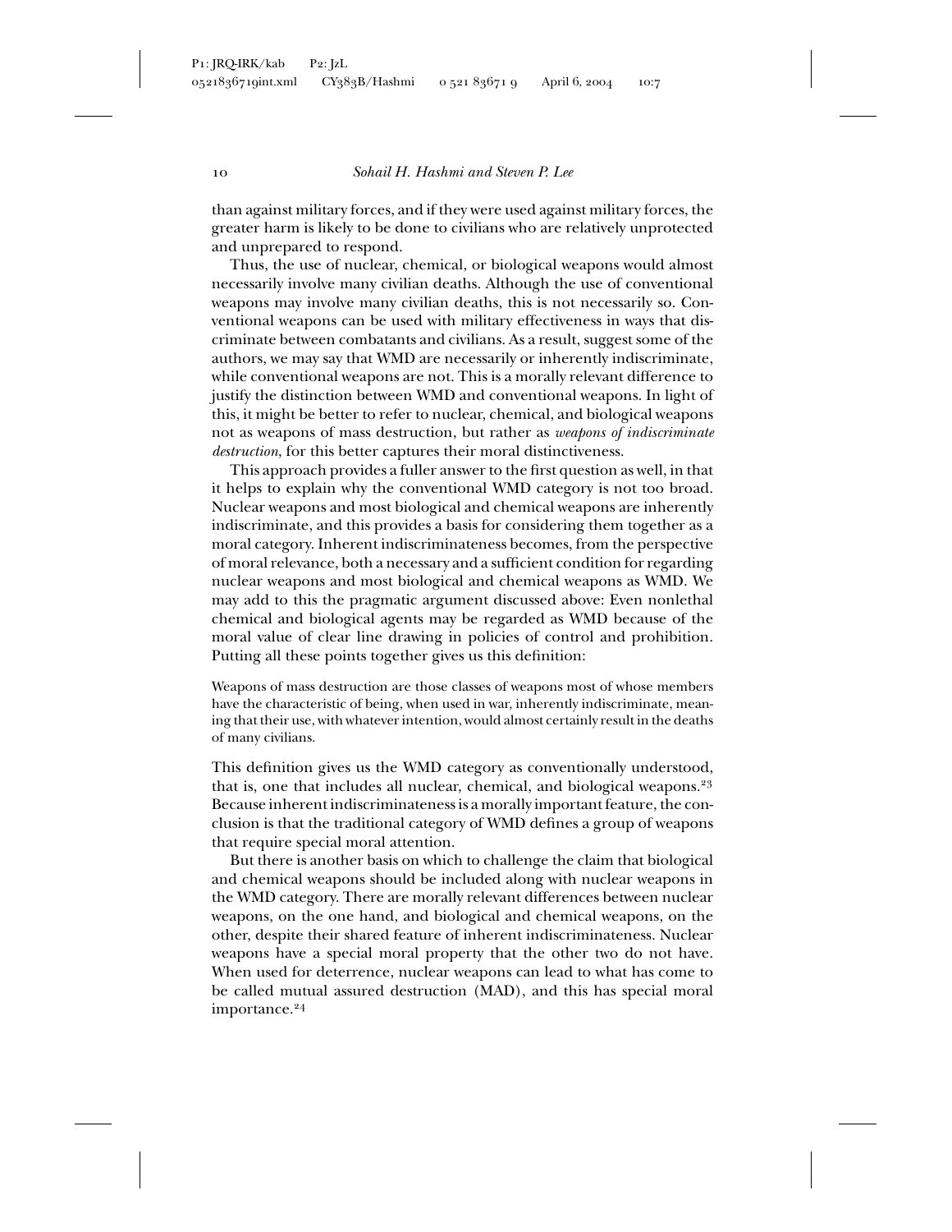than against military forces, and if they were used against military forces, the greater harm is likely to be done to civilians who are relatively unprotected and unprepared to respond.

Thus, the use of nuclear, chemical, or biological weapons would almost necessarily involve many civilian deaths. Although the use of conventional weapons may involve many civilian deaths, this is not necessarily so. Conventional weapons can be used with military effectiveness in ways that discriminate between combatants and civilians. As a result, suggest some of the authors, we may say that WMD are necessarily or inherently indiscriminate, while conventional weapons are not. This is a morally relevant difference to justify the distinction between WMD and conventional weapons. In light of this, it might be better to refer to nuclear, chemical, and biological weapons not as weapons of mass destruction, but rather as *weapons of indiscriminate destruction*, for this better captures their moral distinctiveness.

This approach provides a fuller answer to the first question as well, in that it helps to explain why the conventional WMD category is not too broad. Nuclear weapons and most biological and chemical weapons are inherently indiscriminate, and this provides a basis for considering them together as a moral category. Inherent indiscriminateness becomes, from the perspective of moral relevance, both a necessary and a sufficient condition for regarding nuclear weapons and most biological and chemical weapons as WMD. We may add to this the pragmatic argument discussed above: Even nonlethal chemical and biological agents may be regarded as WMD because of the moral value of clear line drawing in policies of control and prohibition. Putting all these points together gives us this definition:

> Weapons of mass destruction are those classes of weapons most of whose members have the characteristic of being, when used in war, inherently indiscriminate, meaning that their use, with whatever intention, would almost certainly result in the deaths of many civilians.

This definition gives us the WMD category as conventionally understood, that is, one that includes all nuclear, chemical, and biological weapons.[23] Because inherent indiscriminateness is a morally important feature, the conclusion is that the traditional category of WMD defines a group of weapons that require special moral attention.

But there is another basis on which to challenge the claim that biological and chemical weapons should be included along with nuclear weapons in the WMD category. There are morally relevant differences between nuclear weapons, on the one hand, and biological and chemical weapons, on the other, despite their shared feature of inherent indiscriminateness. Nuclear weapons have a special moral property that the other two do not have. When used for deterrence, nuclear weapons can lead to what has come to be called mutual assured destruction (MAD), and this has special moral importance.[24]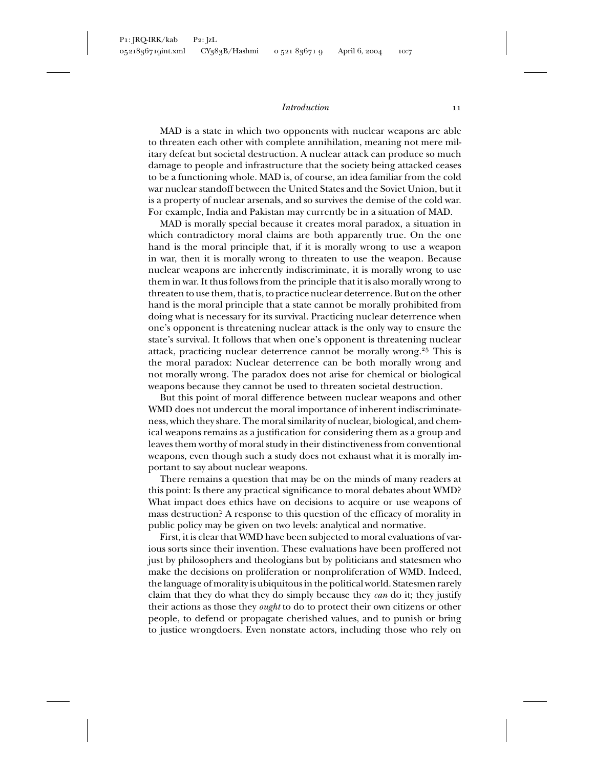MAD is a state in which two opponents with nuclear weapons are able to threaten each other with complete annihilation, meaning not mere military defeat but societal destruction. A nuclear attack can produce so much damage to people and infrastructure that the society being attacked ceases to be a functioning whole. MAD is, of course, an idea familiar from the cold war nuclear standoff between the United States and the Soviet Union, but it is a property of nuclear arsenals, and so survives the demise of the cold war. For example, India and Pakistan may currently be in a situation of MAD.

MAD is morally special because it creates moral paradox, a situation in which contradictory moral claims are both apparently true. On the one hand is the moral principle that, if it is morally wrong to use a weapon in war, then it is morally wrong to threaten to use the weapon. Because nuclear weapons are inherently indiscriminate, it is morally wrong to use them in war. It thus follows from the principle that it is also morally wrong to threaten to use them, that is, to practice nuclear deterrence. But on the other hand is the moral principle that a state cannot be morally prohibited from doing what is necessary for its survival. Practicing nuclear deterrence when one's opponent is threatening nuclear attack is the only way to ensure the state's survival. It follows that when one's opponent is threatening nuclear attack, practicing nuclear deterrence cannot be morally wrong.[25] This is the moral paradox: Nuclear deterrence can be both morally wrong and not morally wrong. The paradox does not arise for chemical or biological weapons because they cannot be used to threaten societal destruction.

But this point of moral difference between nuclear weapons and other WMD does not undercut the moral importance of inherent indiscriminateness, which they share. The moral similarity of nuclear, biological, and chemical weapons remains as a justification for considering them as a group and leaves them worthy of moral study in their distinctiveness from conventional weapons, even though such a study does not exhaust what it is morally important to say about nuclear weapons.

There remains a question that may be on the minds of many readers at this point: Is there any practical significance to moral debates about WMD? What impact does ethics have on decisions to acquire or use weapons of mass destruction? A response to this question of the efficacy of morality in public policy may be given on two levels: analytical and normative.

First, it is clear that WMD have been subjected to moral evaluations of various sorts since their invention. These evaluations have been proffered not just by philosophers and theologians but by politicians and statesmen who make the decisions on proliferation or nonproliferation of WMD. Indeed, the language of morality is ubiquitous in the political world. Statesmen rarely claim that they do what they do simply because they *can* do it; they justify their actions as those they *ought* to do to protect their own citizens or other people, to defend or propagate cherished values, and to punish or bring to justice wrongdoers. Even nonstate actors, including those who rely on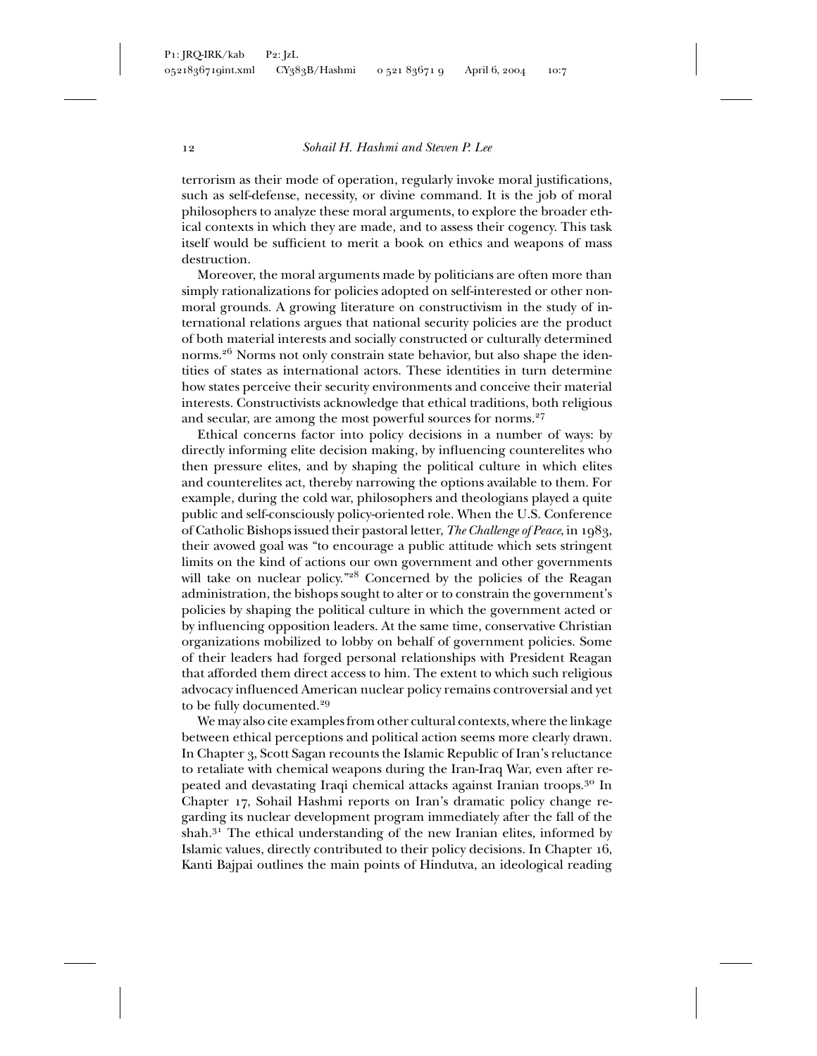terrorism as their mode of operation, regularly invoke moral justifications, such as self-defense, necessity, or divine command. It is the job of moral philosophers to analyze these moral arguments, to explore the broader ethical contexts in which they are made, and to assess their cogency. This task itself would be sufficient to merit a book on ethics and weapons of mass destruction.

Moreover, the moral arguments made by politicians are often more than simply rationalizations for policies adopted on self-interested or other nonmoral grounds. A growing literature on constructivism in the study of international relations argues that national security policies are the product of both material interests and socially constructed or culturally determined norms.[26] Norms not only constrain state behavior, but also shape the identities of states as international actors. These identities in turn determine how states perceive their security environments and conceive their material interests. Constructivists acknowledge that ethical traditions, both religious and secular, are among the most powerful sources for norms.[27]

Ethical concerns factor into policy decisions in a number of ways: by directly informing elite decision making, by influencing counterelites who then pressure elites, and by shaping the political culture in which elites and counterelites act, thereby narrowing the options available to them. For example, during the cold war, philosophers and theologians played a quite public and self-consciously policy-oriented role. When the U.S. Conference of Catholic Bishops issued their pastoral letter, *The Challenge of Peace*, in 1983, their avowed goal was "to encourage a public attitude which sets stringent limits on the kind of actions our own government and other governments will take on nuclear policy."[28] Concerned by the policies of the Reagan administration, the bishops sought to alter or to constrain the government's policies by shaping the political culture in which the government acted or by influencing opposition leaders. At the same time, conservative Christian organizations mobilized to lobby on behalf of government policies. Some of their leaders had forged personal relationships with President Reagan that afforded them direct access to him. The extent to which such religious advocacy influenced American nuclear policy remains controversial and yet to be fully documented.[29]

We may also cite examples from other cultural contexts, where the linkage between ethical perceptions and political action seems more clearly drawn. In Chapter 3, Scott Sagan recounts the Islamic Republic of Iran's reluctance to retaliate with chemical weapons during the Iran-Iraq War, even after repeated and devastating Iraqi chemical attacks against Iranian troops.[30] In Chapter 17, Sohail Hashmi reports on Iran's dramatic policy change regarding its nuclear development program immediately after the fall of the shah.[31] The ethical understanding of the new Iranian elites, informed by Islamic values, directly contributed to their policy decisions. In Chapter 16, Kanti Bajpai outlines the main points of Hindutva, an ideological reading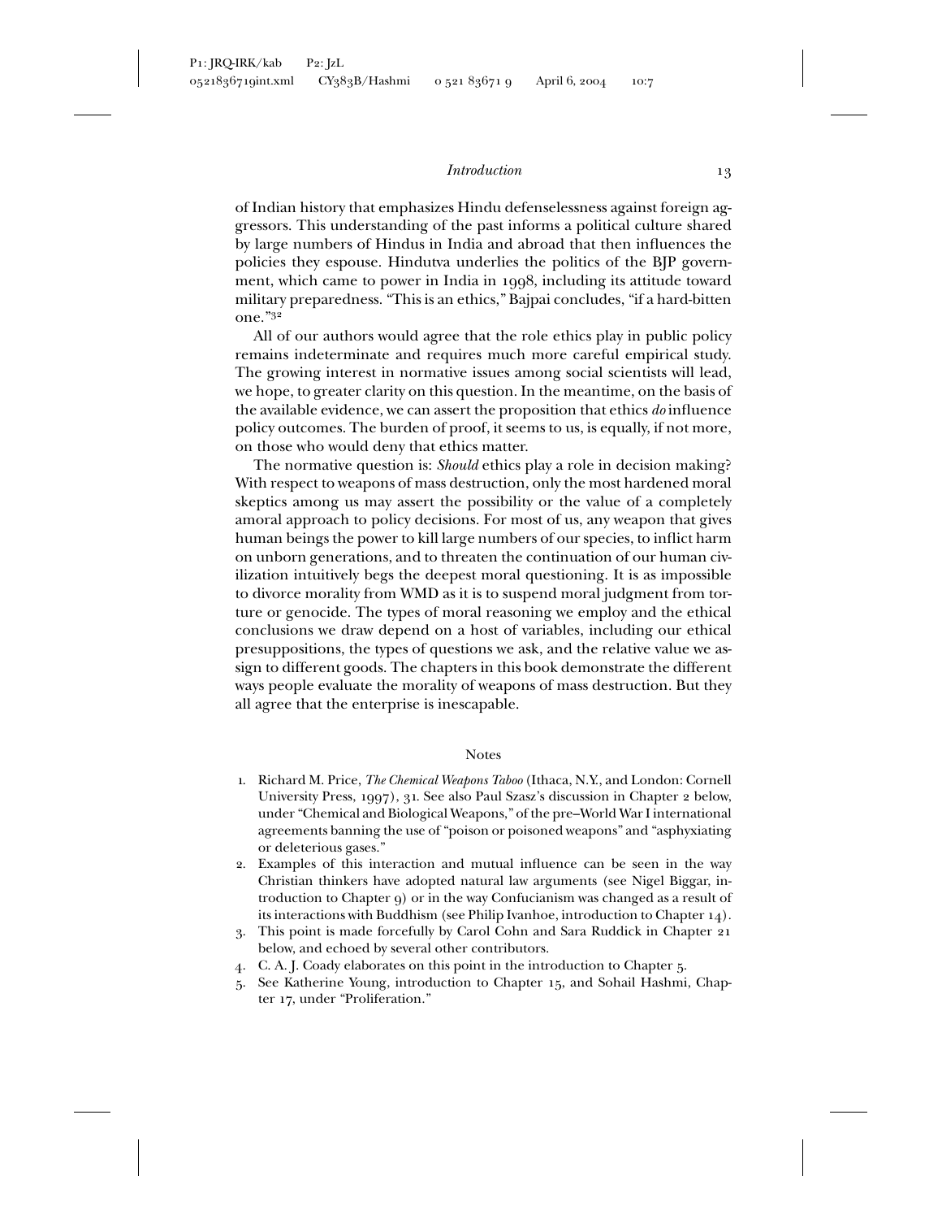of Indian history that emphasizes Hindu defenselessness against foreign aggressors. This understanding of the past informs a political culture shared by large numbers of Hindus in India and abroad that then influences the policies they espouse. Hindutva underlies the politics of the BJP government, which came to power in India in 1998, including its attitude toward military preparedness. "This is an ethics," Bajpai concludes, "if a hard-bitten one."[32]

All of our authors would agree that the role ethics play in public policy remains indeterminate and requires much more careful empirical study. The growing interest in normative issues among social scientists will lead, we hope, to greater clarity on this question. In the meantime, on the basis of the available evidence, we can assert the proposition that ethics *do* influence policy outcomes. The burden of proof, it seems to us, is equally, if not more, on those who would deny that ethics matter.

The normative question is: *Should* ethics play a role in decision making? With respect to weapons of mass destruction, only the most hardened moral skeptics among us may assert the possibility or the value of a completely amoral approach to policy decisions. For most of us, any weapon that gives human beings the power to kill large numbers of our species, to inflict harm on unborn generations, and to threaten the continuation of our human civilization intuitively begs the deepest moral questioning. It is as impossible to divorce morality from WMD as it is to suspend moral judgment from torture or genocide. The types of moral reasoning we employ and the ethical conclusions we draw depend on a host of variables, including our ethical presuppositions, the types of questions we ask, and the relative value we assign to different goods. The chapters in this book demonstrate the different ways people evaluate the morality of weapons of mass destruction. But they all agree that the enterprise is inescapable.

## Notes

1. Richard M. Price, *The Chemical Weapons Taboo* (Ithaca, N.Y., and London: Cornell University Press, 1997), 31. See also Paul Szasz's discussion in Chapter 2 below, under "Chemical and Biological Weapons," of the pre–World War I international agreements banning the use of "poison or poisoned weapons" and "asphyxiating or deleterious gases."
2. Examples of this interaction and mutual influence can be seen in the way Christian thinkers have adopted natural law arguments (see Nigel Biggar, introduction to Chapter 9) or in the way Confucianism was changed as a result of its interactions with Buddhism (see Philip Ivanhoe, introduction to Chapter 14).
3. This point is made forcefully by Carol Cohn and Sara Ruddick in Chapter 21 below, and echoed by several other contributors.
4. C. A. J. Coady elaborates on this point in the introduction to Chapter 5.
5. See Katherine Young, introduction to Chapter 15, and Sohail Hashmi, Chapter 17, under "Proliferation."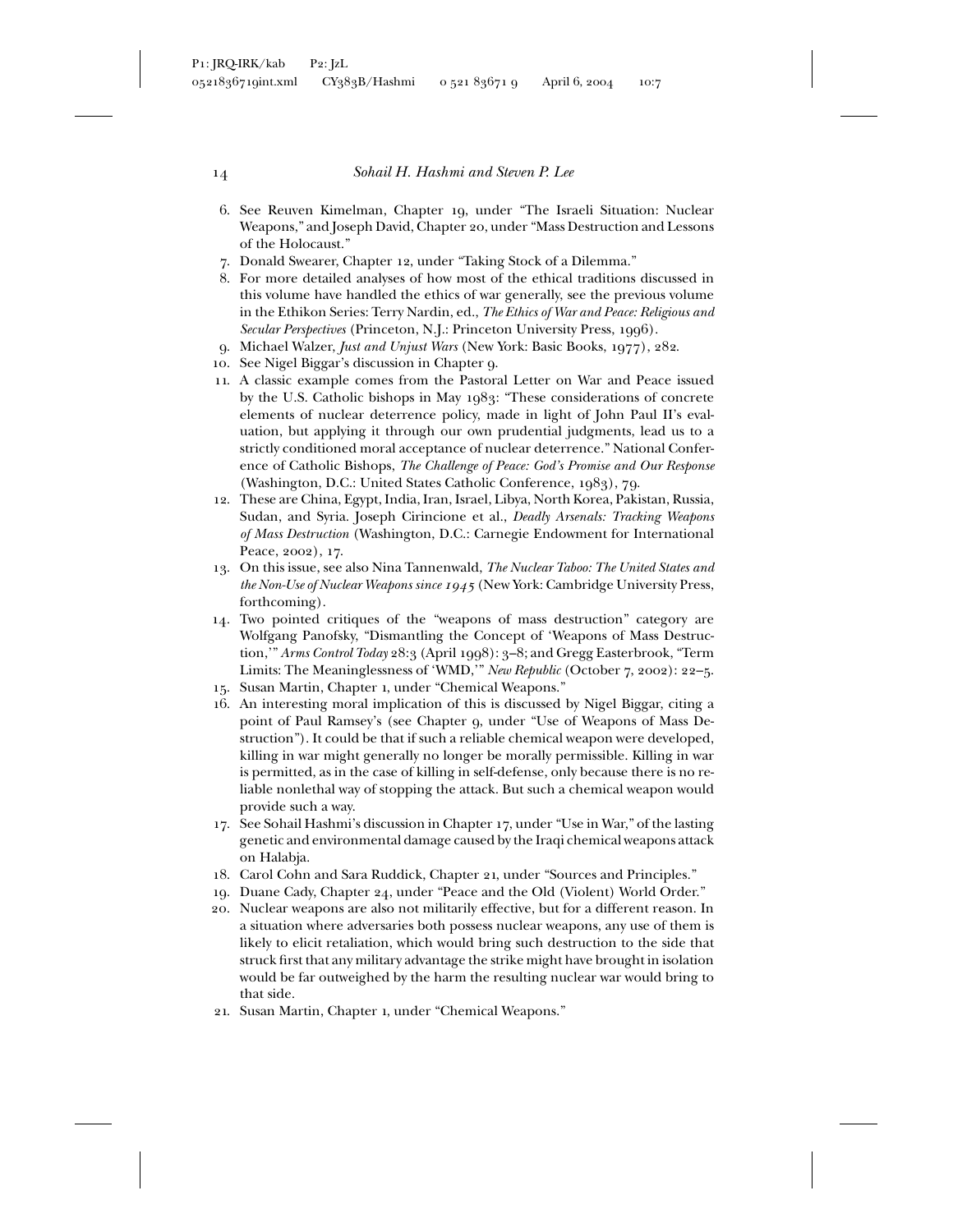6. See Reuven Kimelman, Chapter 19, under "The Israeli Situation: Nuclear Weapons," and Joseph David, Chapter 20, under "Mass Destruction and Lessons of the Holocaust."
7. Donald Swearer, Chapter 12, under "Taking Stock of a Dilemma."
8. For more detailed analyses of how most of the ethical traditions discussed in this volume have handled the ethics of war generally, see the previous volume in the Ethikon Series: Terry Nardin, ed., *The Ethics of War and Peace: Religious and Secular Perspectives* (Princeton, N.J.: Princeton University Press, 1996).
9. Michael Walzer, *Just and Unjust Wars* (New York: Basic Books, 1977), 282.
10. See Nigel Biggar's discussion in Chapter 9.
11. A classic example comes from the Pastoral Letter on War and Peace issued by the U.S. Catholic bishops in May 1983: "These considerations of concrete elements of nuclear deterrence policy, made in light of John Paul II's evaluation, but applying it through our own prudential judgments, lead us to a strictly conditioned moral acceptance of nuclear deterrence." National Conference of Catholic Bishops, *The Challenge of Peace: God's Promise and Our Response* (Washington, D.C.: United States Catholic Conference, 1983), 79.
12. These are China, Egypt, India, Iran, Israel, Libya, North Korea, Pakistan, Russia, Sudan, and Syria. Joseph Cirincione et al., *Deadly Arsenals: Tracking Weapons of Mass Destruction* (Washington, D.C.: Carnegie Endowment for International Peace, 2002), 17.
13. On this issue, see also Nina Tannenwald, *The Nuclear Taboo: The United States and the Non-Use of Nuclear Weapons since 1945* (New York: Cambridge University Press, forthcoming).
14. Two pointed critiques of the "weapons of mass destruction" category are Wolfgang Panofsky, "Dismantling the Concept of 'Weapons of Mass Destruction,'" *Arms Control Today* 28:3 (April 1998): 3–8; and Gregg Easterbrook, "Term Limits: The Meaninglessness of 'WMD,'" *New Republic* (October 7, 2002): 22–5.
15. Susan Martin, Chapter 1, under "Chemical Weapons."
16. An interesting moral implication of this is discussed by Nigel Biggar, citing a point of Paul Ramsey's (see Chapter 9, under "Use of Weapons of Mass Destruction"). It could be that if such a reliable chemical weapon were developed, killing in war might generally no longer be morally permissible. Killing in war is permitted, as in the case of killing in self-defense, only because there is no reliable nonlethal way of stopping the attack. But such a chemical weapon would provide such a way.
17. See Sohail Hashmi's discussion in Chapter 17, under "Use in War," of the lasting genetic and environmental damage caused by the Iraqi chemical weapons attack on Halabja.
18. Carol Cohn and Sara Ruddick, Chapter 21, under "Sources and Principles."
19. Duane Cady, Chapter 24, under "Peace and the Old (Violent) World Order."
20. Nuclear weapons are also not militarily effective, but for a different reason. In a situation where adversaries both possess nuclear weapons, any use of them is likely to elicit retaliation, which would bring such destruction to the side that struck first that any military advantage the strike might have brought in isolation would be far outweighed by the harm the resulting nuclear war would bring to that side.
21. Susan Martin, Chapter 1, under "Chemical Weapons."